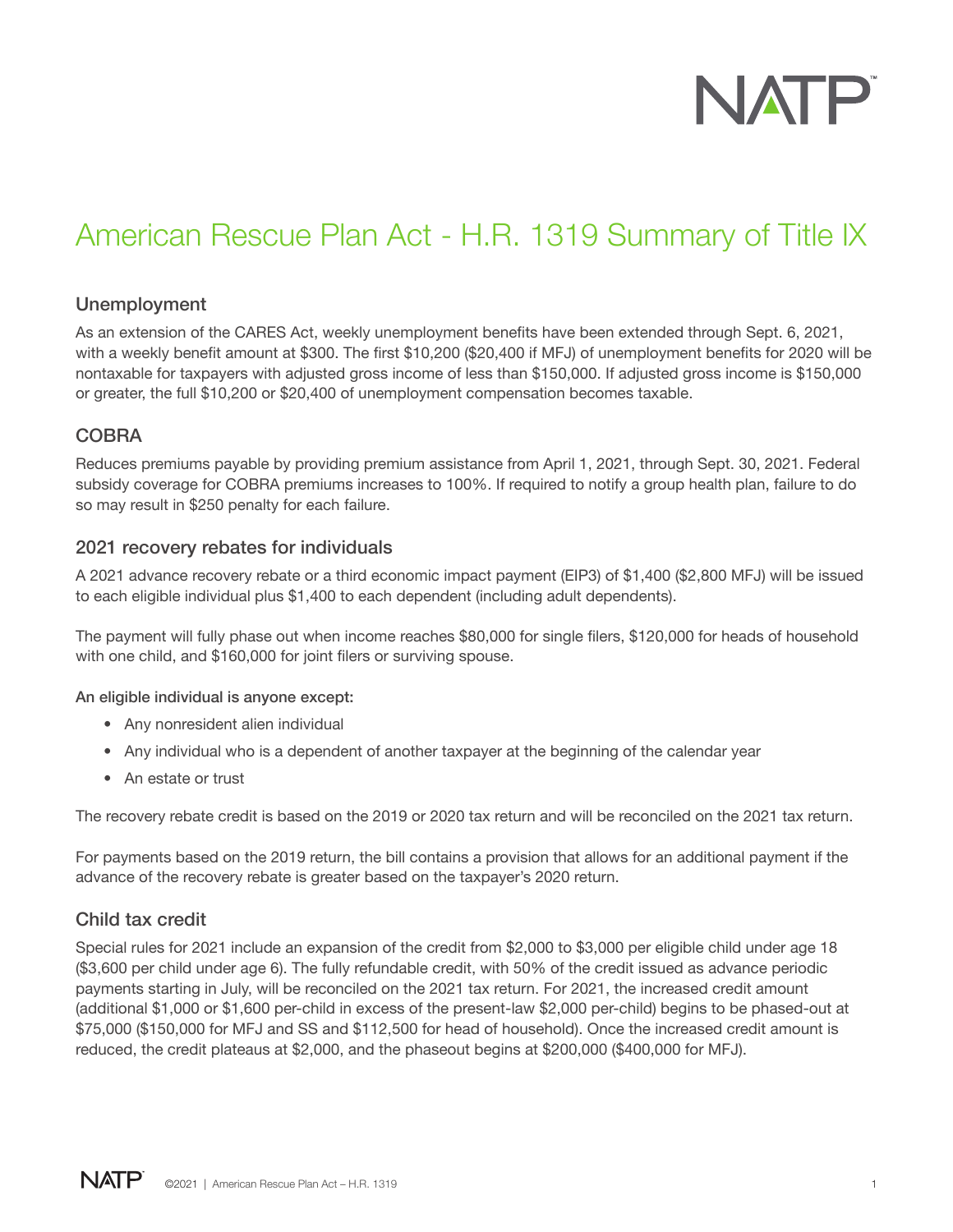# American Rescue Plan Act - H.R. 1319 Summary of Title IX

## Unemployment

As an extension of the CARES Act, weekly unemployment benefits have been extended through Sept. 6, 2021, with a weekly benefit amount at $300. The first $10,200 ($20,400 if MFJ) of unemployment benefits for 2020 will be nontaxable for taxpayers with adjusted gross income of less than $150,000. If adjusted gross income is $150,000 or greater, the full $10,200 or $20,400 of unemployment compensation becomes taxable.

## COBRA

Reduces premiums payable by providing premium assistance from April 1, 2021, through Sept. 30, 2021. Federal subsidy coverage for COBRA premiums increases to 100%. If required to notify a group health plan, failure to do so may result in $250 penalty for each failure.

## 2021 recovery rebates for individuals

A 2021 advance recovery rebate or a third economic impact payment (EIP3) of $1,400 ($2,800 MFJ) will be issued to each eligible individual plus $1,400 to each dependent (including adult dependents).

The payment will fully phase out when income reaches $80,000 for single filers, $120,000 for heads of household with one child, and $160,000 for joint filers or surviving spouse.

**An eligible individual is anyone except:**

- Any nonresident alien individual
- Any individual who is a dependent of another taxpayer at the beginning of the calendar year
- An estate or trust

The recovery rebate credit is based on the 2019 or 2020 tax return and will be reconciled on the 2021 tax return.

For payments based on the 2019 return, the bill contains a provision that allows for an additional payment if the advance of the recovery rebate is greater based on the taxpayer's 2020 return.

## Child tax credit

Special rules for 2021 include an expansion of the credit from $2,000 to $3,000 per eligible child under age 18 ($3,600 per child under age 6). The fully refundable credit, with 50% of the credit issued as advance periodic payments starting in July, will be reconciled on the 2021 tax return. For 2021, the increased credit amount (additional $1,000 or $1,600 per-child in excess of the present-law $2,000 per-child) begins to be phased-out at $75,000 ($150,000 for MFJ and SS and $112,500 for head of household). Once the increased credit amount is reduced, the credit plateaus at $2,000, and the phaseout begins at $200,000 ($400,000 for MFJ).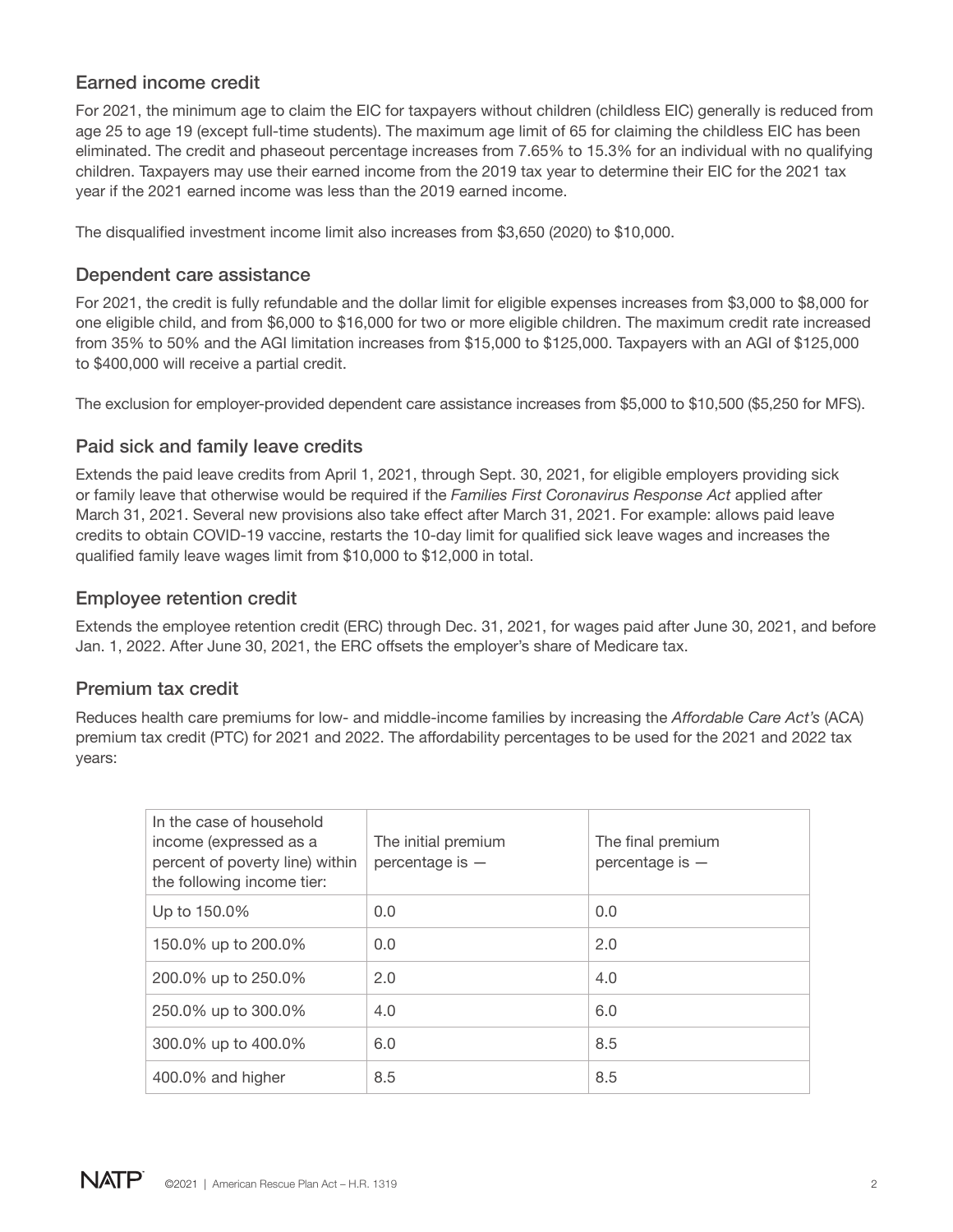## Earned income credit

For 2021, the minimum age to claim the EIC for taxpayers without children (childless EIC) generally is reduced from age 25 to age 19 (except full-time students). The maximum age limit of 65 for claiming the childless EIC has been eliminated. The credit and phaseout percentage increases from 7.65% to 15.3% for an individual with no qualifying children. Taxpayers may use their earned income from the 2019 tax year to determine their EIC for the 2021 tax year if the 2021 earned income was less than the 2019 earned income.

The disqualified investment income limit also increases from $3,650 (2020) to $10,000.

## Dependent care assistance

For 2021, the credit is fully refundable and the dollar limit for eligible expenses increases from $3,000 to $8,000 for one eligible child, and from $6,000 to $16,000 for two or more eligible children. The maximum credit rate increased from 35% to 50% and the AGI limitation increases from $15,000 to $125,000. Taxpayers with an AGI of $125,000 to $400,000 will receive a partial credit.

The exclusion for employer-provided dependent care assistance increases from $5,000 to $10,500 ($5,250 for MFS).

## Paid sick and family leave credits

Extends the paid leave credits from April 1, 2021, through Sept. 30, 2021, for eligible employers providing sick or family leave that otherwise would be required if the *Families First Coronavirus Response Act* applied after March 31, 2021. Several new provisions also take effect after March 31, 2021. For example: allows paid leave credits to obtain COVID-19 vaccine, restarts the 10-day limit for qualified sick leave wages and increases the qualified family leave wages limit from $10,000 to $12,000 in total.

## Employee retention credit

Extends the employee retention credit (ERC) through Dec. 31, 2021, for wages paid after June 30, 2021, and before Jan. 1, 2022. After June 30, 2021, the ERC offsets the employer's share of Medicare tax.

## Premium tax credit

Reduces health care premiums for low- and middle-income families by increasing the *Affordable Care Act's* (ACA) premium tax credit (PTC) for 2021 and 2022. The affordability percentages to be used for the 2021 and 2022 tax years:

| In the case of household income (expressed as a percent of poverty line) within the following income tier: | The initial premium percentage is — | The final premium percentage is — |
|---|---|---|
| Up to 150.0% | 0.0 | 0.0 |
| 150.0% up to 200.0% | 0.0 | 2.0 |
| 200.0% up to 250.0% | 2.0 | 4.0 |
| 250.0% up to 300.0% | 4.0 | 6.0 |
| 300.0% up to 400.0% | 6.0 | 8.5 |
| 400.0% and higher | 8.5 | 8.5 |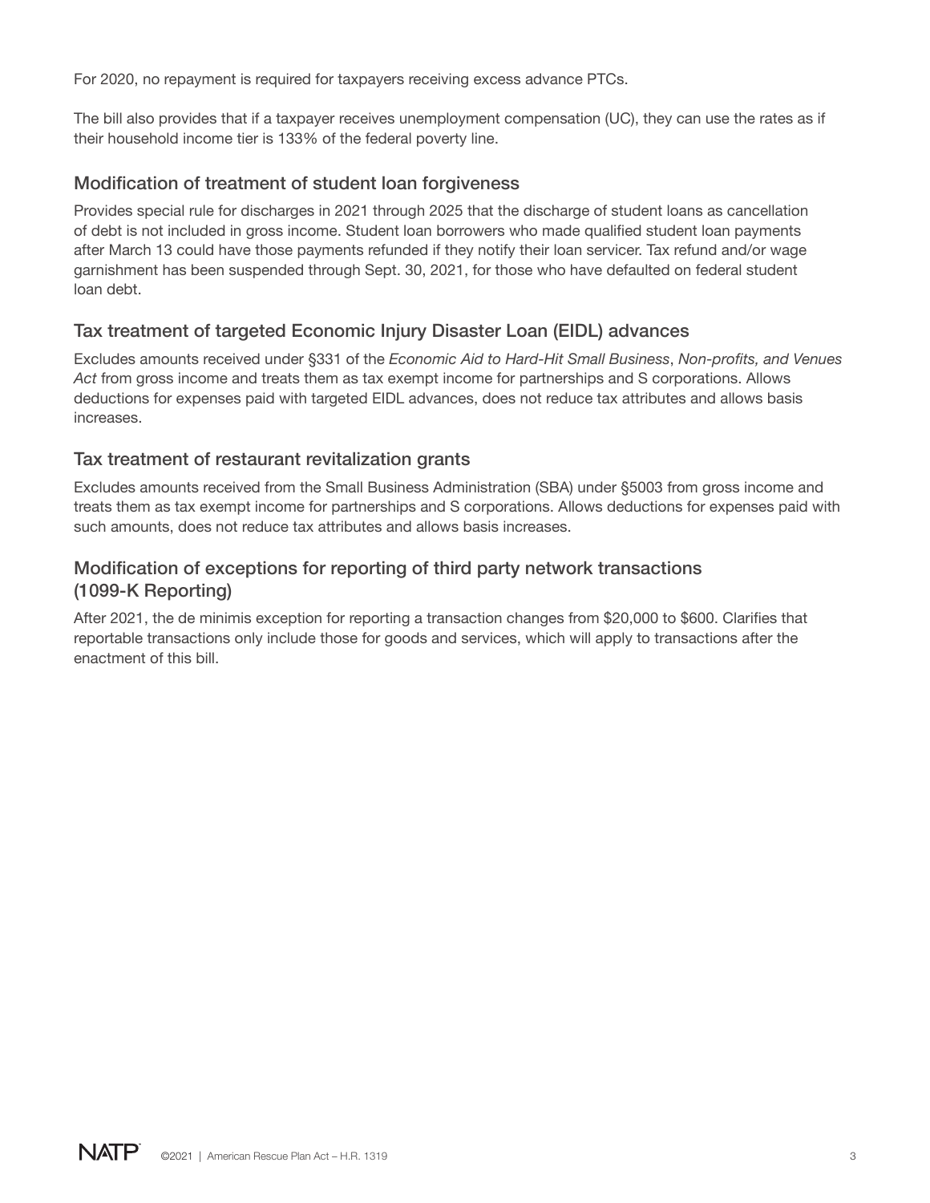For 2020, no repayment is required for taxpayers receiving excess advance PTCs.

The bill also provides that if a taxpayer receives unemployment compensation (UC), they can use the rates as if their household income tier is 133% of the federal poverty line.

## Modification of treatment of student loan forgiveness

Provides special rule for discharges in 2021 through 2025 that the discharge of student loans as cancellation of debt is not included in gross income. Student loan borrowers who made qualified student loan payments after March 13 could have those payments refunded if they notify their loan servicer. Tax refund and/or wage garnishment has been suspended through Sept. 30, 2021, for those who have defaulted on federal student loan debt.

## Tax treatment of targeted Economic Injury Disaster Loan (EIDL) advances

Excludes amounts received under §331 of the *Economic Aid to Hard-Hit Small Business*, *Non-profits, and Venues Act* from gross income and treats them as tax exempt income for partnerships and S corporations. Allows deductions for expenses paid with targeted EIDL advances, does not reduce tax attributes and allows basis increases.

## Tax treatment of restaurant revitalization grants

Excludes amounts received from the Small Business Administration (SBA) under §5003 from gross income and treats them as tax exempt income for partnerships and S corporations. Allows deductions for expenses paid with such amounts, does not reduce tax attributes and allows basis increases.

## Modification of exceptions for reporting of third party network transactions (1099-K Reporting)

After 2021, the de minimis exception for reporting a transaction changes from $20,000 to $600. Clarifies that reportable transactions only include those for goods and services, which will apply to transactions after the enactment of this bill.